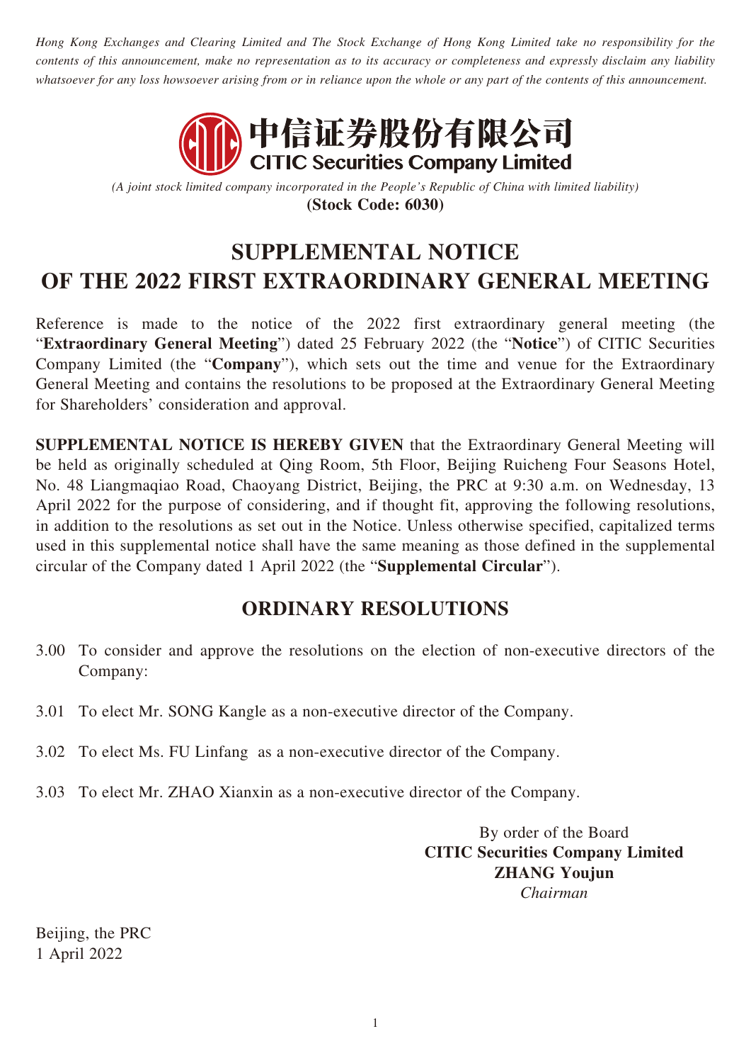*Hong Kong Exchanges and Clearing Limited and The Stock Exchange of Hong Kong Limited take no responsibility for the contents of this announcement, make no representation as to its accuracy or completeness and expressly disclaim any liability whatsoever for any loss howsoever arising from or in reliance upon the whole or any part of the contents of this announcement.*

**中信证券股份有限公司**
**CITIC Securities Company Limited**

*(A joint stock limited company incorporated in the People's Republic of China with limited liability)*
**(Stock Code: 6030)**

# SUPPLEMENTAL NOTICE OF THE 2022 FIRST EXTRAORDINARY GENERAL MEETING

Reference is made to the notice of the 2022 first extraordinary general meeting (the "**Extraordinary General Meeting**") dated 25 February 2022 (the "**Notice**") of CITIC Securities Company Limited (the "**Company**"), which sets out the time and venue for the Extraordinary General Meeting and contains the resolutions to be proposed at the Extraordinary General Meeting for Shareholders' consideration and approval.

**SUPPLEMENTAL NOTICE IS HEREBY GIVEN** that the Extraordinary General Meeting will be held as originally scheduled at Qing Room, 5th Floor, Beijing Ruicheng Four Seasons Hotel, No. 48 Liangmaqiao Road, Chaoyang District, Beijing, the PRC at 9:30 a.m. on Wednesday, 13 April 2022 for the purpose of considering, and if thought fit, approving the following resolutions, in addition to the resolutions as set out in the Notice. Unless otherwise specified, capitalized terms used in this supplemental notice shall have the same meaning as those defined in the supplemental circular of the Company dated 1 April 2022 (the "**Supplemental Circular**").

## ORDINARY RESOLUTIONS

3.00 To consider and approve the resolutions on the election of non-executive directors of the Company:

3.01 To elect Mr. SONG Kangle as a non-executive director of the Company.

3.02 To elect Ms. FU Linfang as a non-executive director of the Company.

3.03 To elect Mr. ZHAO Xianxin as a non-executive director of the Company.

By order of the Board
**CITIC Securities Company Limited**
**ZHANG Youjun**
*Chairman*

Beijing, the PRC
1 April 2022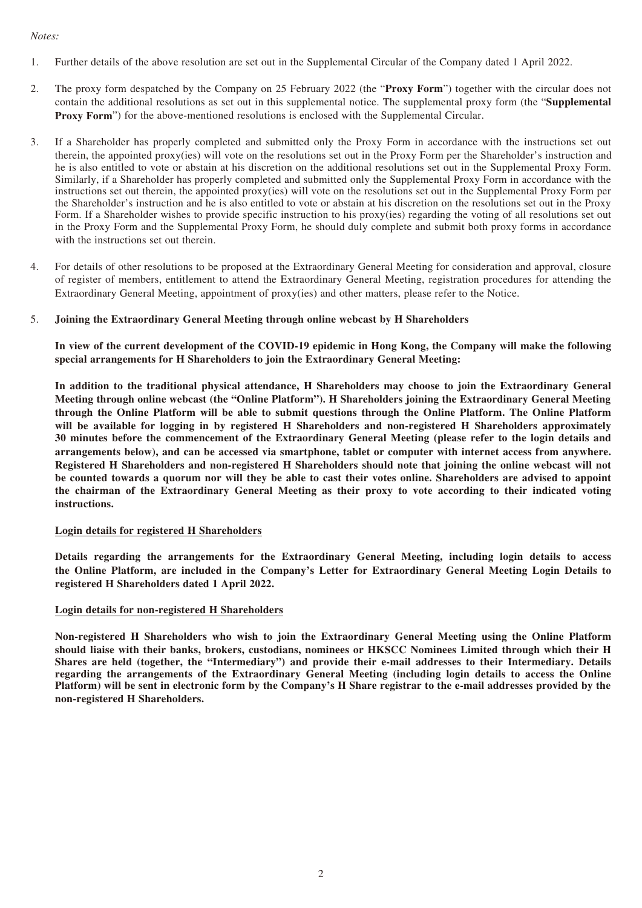*Notes:*

1. Further details of the above resolution are set out in the Supplemental Circular of the Company dated 1 April 2022.

2. The proxy form despatched by the Company on 25 February 2022 (the "**Proxy Form**") together with the circular does not contain the additional resolutions as set out in this supplemental notice. The supplemental proxy form (the "**Supplemental Proxy Form**") for the above-mentioned resolutions is enclosed with the Supplemental Circular.

3. If a Shareholder has properly completed and submitted only the Proxy Form in accordance with the instructions set out therein, the appointed proxy(ies) will vote on the resolutions set out in the Proxy Form per the Shareholder's instruction and he is also entitled to vote or abstain at his discretion on the additional resolutions set out in the Supplemental Proxy Form. Similarly, if a Shareholder has properly completed and submitted only the Supplemental Proxy Form in accordance with the instructions set out therein, the appointed proxy(ies) will vote on the resolutions set out in the Supplemental Proxy Form per the Shareholder's instruction and he is also entitled to vote or abstain at his discretion on the resolutions set out in the Proxy Form. If a Shareholder wishes to provide specific instruction to his proxy(ies) regarding the voting of all resolutions set out in the Proxy Form and the Supplemental Proxy Form, he should duly complete and submit both proxy forms in accordance with the instructions set out therein.

4. For details of other resolutions to be proposed at the Extraordinary General Meeting for consideration and approval, closure of register of members, entitlement to attend the Extraordinary General Meeting, registration procedures for attending the Extraordinary General Meeting, appointment of proxy(ies) and other matters, please refer to the Notice.

5. **Joining the Extraordinary General Meeting through online webcast by H Shareholders**

   **In view of the current development of the COVID-19 epidemic in Hong Kong, the Company will make the following special arrangements for H Shareholders to join the Extraordinary General Meeting:**

   **In addition to the traditional physical attendance, H Shareholders may choose to join the Extraordinary General Meeting through online webcast (the "Online Platform"). H Shareholders joining the Extraordinary General Meeting through the Online Platform will be able to submit questions through the Online Platform. The Online Platform will be available for logging in by registered H Shareholders and non-registered H Shareholders approximately 30 minutes before the commencement of the Extraordinary General Meeting (please refer to the login details and arrangements below), and can be accessed via smartphone, tablet or computer with internet access from anywhere. Registered H Shareholders and non-registered H Shareholders should note that joining the online webcast will not be counted towards a quorum nor will they be able to cast their votes online. Shareholders are advised to appoint the chairman of the Extraordinary General Meeting as their proxy to vote according to their indicated voting instructions.**

   **<u>Login details for registered H Shareholders</u>**

   **Details regarding the arrangements for the Extraordinary General Meeting, including login details to access the Online Platform, are included in the Company's Letter for Extraordinary General Meeting Login Details to registered H Shareholders dated 1 April 2022.**

   **<u>Login details for non-registered H Shareholders</u>**

   **Non-registered H Shareholders who wish to join the Extraordinary General Meeting using the Online Platform should liaise with their banks, brokers, custodians, nominees or HKSCC Nominees Limited through which their H Shares are held (together, the "Intermediary") and provide their e-mail addresses to their Intermediary. Details regarding the arrangements of the Extraordinary General Meeting (including login details to access the Online Platform) will be sent in electronic form by the Company's H Share registrar to the e-mail addresses provided by the non-registered H Shareholders.**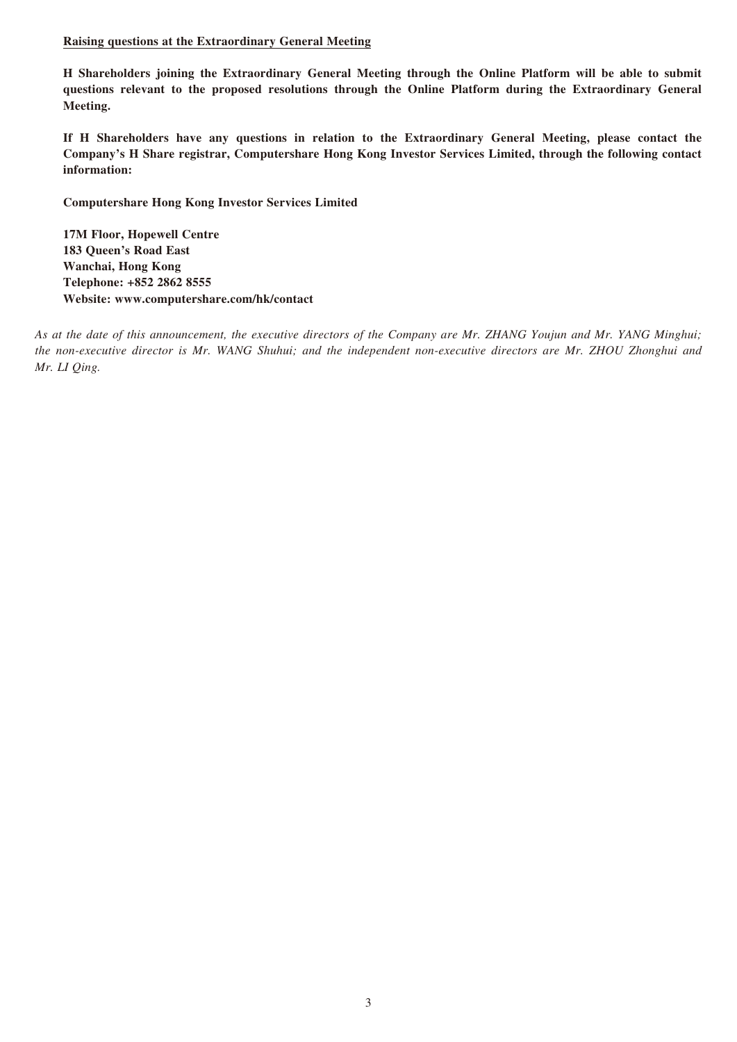**Raising questions at the Extraordinary General Meeting**

**H Shareholders joining the Extraordinary General Meeting through the Online Platform will be able to submit questions relevant to the proposed resolutions through the Online Platform during the Extraordinary General Meeting.**

**If H Shareholders have any questions in relation to the Extraordinary General Meeting, please contact the Company's H Share registrar, Computershare Hong Kong Investor Services Limited, through the following contact information:**

**Computershare Hong Kong Investor Services Limited**

**17M Floor, Hopewell Centre**
**183 Queen's Road East**
**Wanchai, Hong Kong**
**Telephone: +852 2862 8555**
**Website: www.computershare.com/hk/contact**

*As at the date of this announcement, the executive directors of the Company are Mr. ZHANG Youjun and Mr. YANG Minghui; the non-executive director is Mr. WANG Shuhui; and the independent non-executive directors are Mr. ZHOU Zhonghui and Mr. LI Qing.*